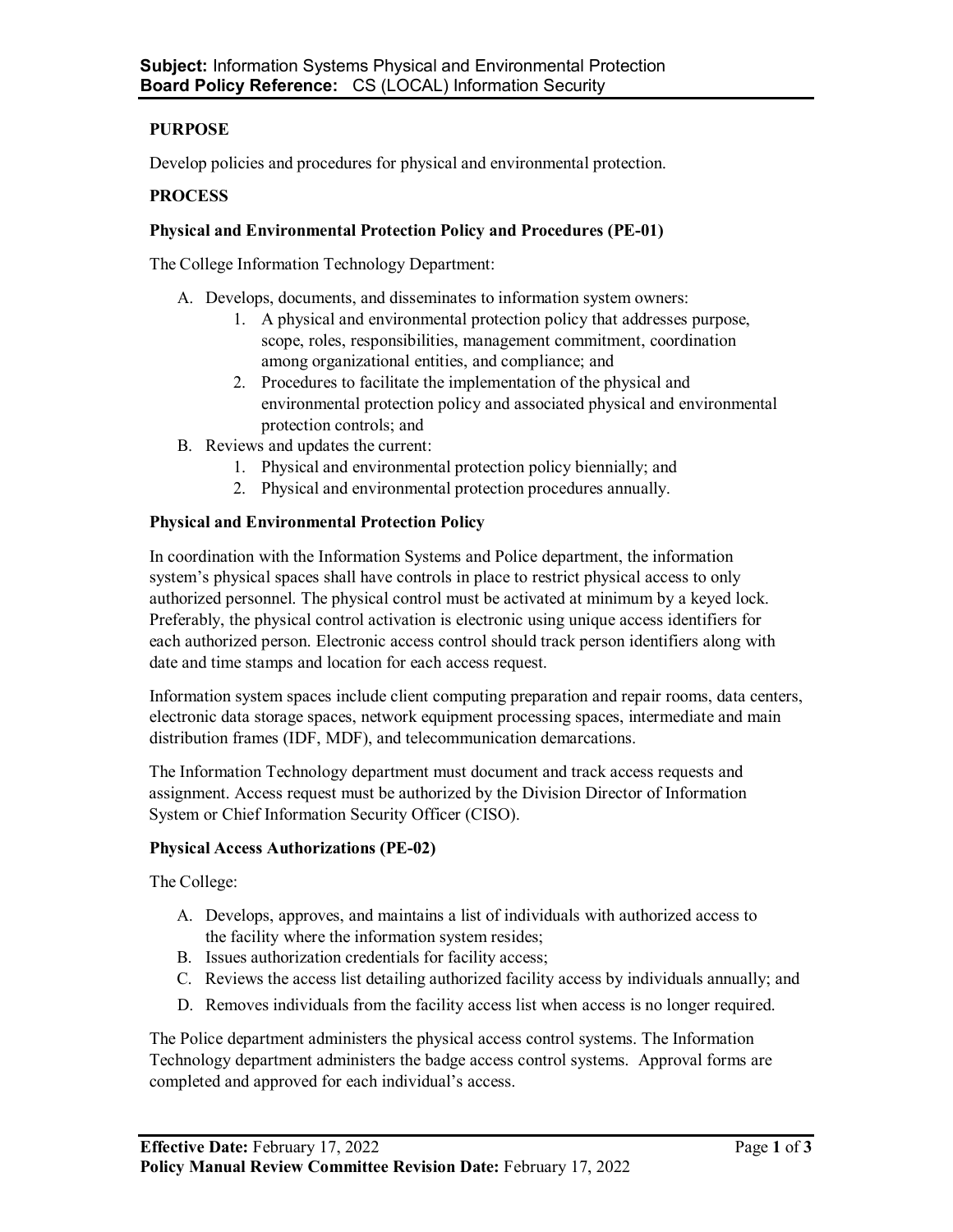**Subject:** Information Systems Physical and Environmental Protection
**Board Policy Reference:** CS (LOCAL) Information Security

## PURPOSE

Develop policies and procedures for physical and environmental protection.

## PROCESS

### Physical and Environmental Protection Policy and Procedures (PE-01)

The College Information Technology Department:

A. Develops, documents, and disseminates to information system owners:
   1. A physical and environmental protection policy that addresses purpose, scope, roles, responsibilities, management commitment, coordination among organizational entities, and compliance; and
   2. Procedures to facilitate the implementation of the physical and environmental protection policy and associated physical and environmental protection controls; and
B. Reviews and updates the current:
   1. Physical and environmental protection policy biennially; and
   2. Physical and environmental protection procedures annually.

### Physical and Environmental Protection Policy

In coordination with the Information Systems and Police department, the information system's physical spaces shall have controls in place to restrict physical access to only authorized personnel. The physical control must be activated at minimum by a keyed lock. Preferably, the physical control activation is electronic using unique access identifiers for each authorized person. Electronic access control should track person identifiers along with date and time stamps and location for each access request.

Information system spaces include client computing preparation and repair rooms, data centers, electronic data storage spaces, network equipment processing spaces, intermediate and main distribution frames (IDF, MDF), and telecommunication demarcations.

The Information Technology department must document and track access requests and assignment. Access request must be authorized by the Division Director of Information System or Chief Information Security Officer (CISO).

### Physical Access Authorizations (PE-02)

The College:

A. Develops, approves, and maintains a list of individuals with authorized access to the facility where the information system resides;
B. Issues authorization credentials for facility access;
C. Reviews the access list detailing authorized facility access by individuals annually; and
D. Removes individuals from the facility access list when access is no longer required.

The Police department administers the physical access control systems. The Information Technology department administers the badge access control systems. Approval forms are completed and approved for each individual's access.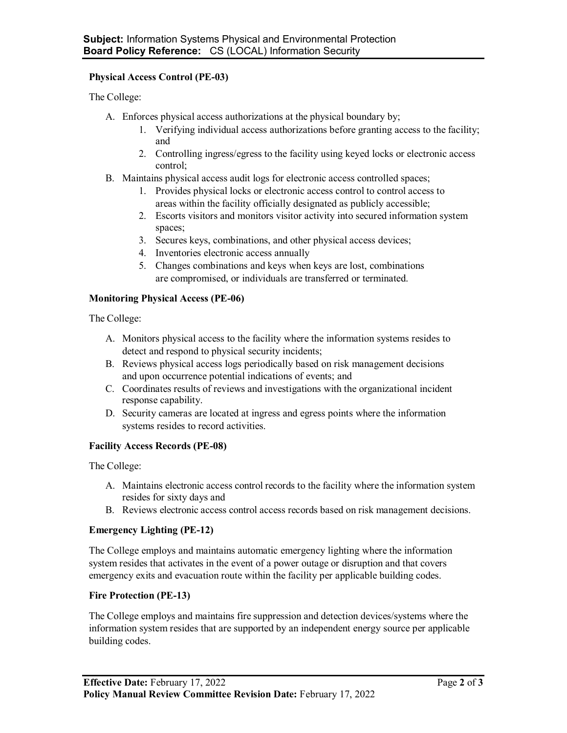**Subject:** Information Systems Physical and Environmental Protection
**Board Policy Reference:** CS (LOCAL) Information Security

**Physical Access Control (PE-03)**

The College:

A. Enforces physical access authorizations at the physical boundary by;
    1. Verifying individual access authorizations before granting access to the facility; and
    2. Controlling ingress/egress to the facility using keyed locks or electronic access control;
B. Maintains physical access audit logs for electronic access controlled spaces;
    1. Provides physical locks or electronic access control to control access to areas within the facility officially designated as publicly accessible;
    2. Escorts visitors and monitors visitor activity into secured information system spaces;
    3. Secures keys, combinations, and other physical access devices;
    4. Inventories electronic access annually
    5. Changes combinations and keys when keys are lost, combinations are compromised, or individuals are transferred or terminated.

**Monitoring Physical Access (PE-06)**

The College:

A. Monitors physical access to the facility where the information systems resides to detect and respond to physical security incidents;
B. Reviews physical access logs periodically based on risk management decisions and upon occurrence potential indications of events; and
C. Coordinates results of reviews and investigations with the organizational incident response capability.
D. Security cameras are located at ingress and egress points where the information systems resides to record activities.

**Facility Access Records (PE-08)**

The College:

A. Maintains electronic access control records to the facility where the information system resides for sixty days and
B. Reviews electronic access control access records based on risk management decisions.

**Emergency Lighting (PE-12)**

The College employs and maintains automatic emergency lighting where the information system resides that activates in the event of a power outage or disruption and that covers emergency exits and evacuation route within the facility per applicable building codes.

**Fire Protection (PE-13)**

The College employs and maintains fire suppression and detection devices/systems where the information system resides that are supported by an independent energy source per applicable building codes.

**Effective Date:** February 17, 2022
**Policy Manual Review Committee Revision Date:** February 17, 2022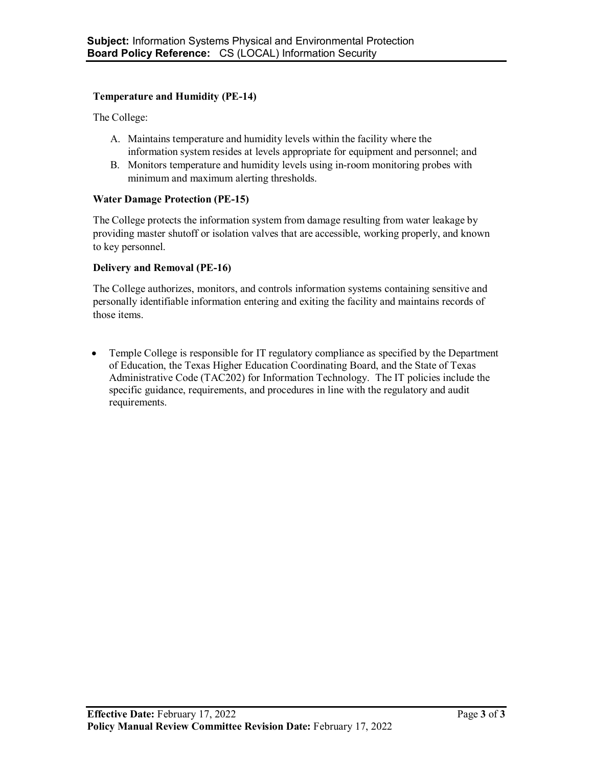**Temperature and Humidity (PE-14)**

The College:

A. Maintains temperature and humidity levels within the facility where the information system resides at levels appropriate for equipment and personnel; and
B. Monitors temperature and humidity levels using in-room monitoring probes with minimum and maximum alerting thresholds.

**Water Damage Protection (PE-15)**

The College protects the information system from damage resulting from water leakage by providing master shutoff or isolation valves that are accessible, working properly, and known to key personnel.

**Delivery and Removal (PE-16)**

The College authorizes, monitors, and controls information systems containing sensitive and personally identifiable information entering and exiting the facility and maintains records of those items.

- Temple College is responsible for IT regulatory compliance as specified by the Department of Education, the Texas Higher Education Coordinating Board, and the State of Texas Administrative Code (TAC202) for Information Technology. The IT policies include the specific guidance, requirements, and procedures in line with the regulatory and audit requirements.